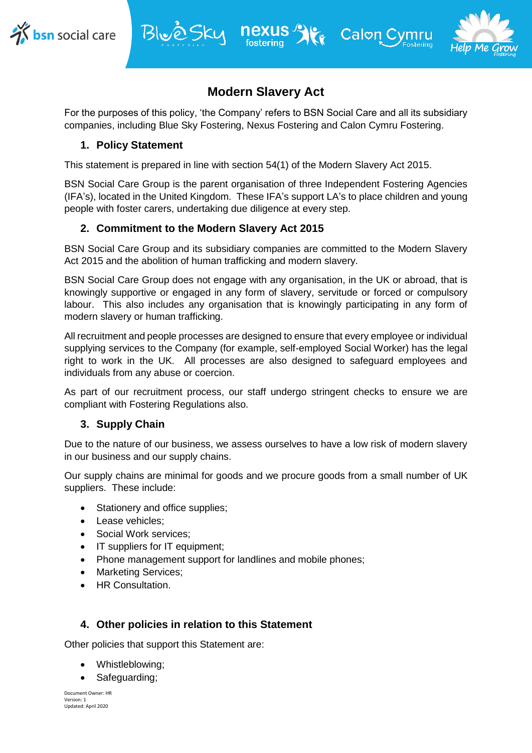# Modern Slavery Act

For the purposes of this policy, 'the Company' refers to BSN Social Care and all its subsidiary companies, including Blue Sky Fostering, Nexus Fostering and Calon Cymru Fostering.

## 1. Policy Statement

This statement is prepared in line with section 54(1) of the Modern Slavery Act 2015.

BSN Social Care Group is the parent organisation of three Independent Fostering Agencies (IFA's), located in the United Kingdom. These IFA's support LA's to place children and young people with foster carers, undertaking due diligence at every step.

## 2. Commitment to the Modern Slavery Act 2015

BSN Social Care Group and its subsidiary companies are committed to the Modern Slavery Act 2015 and the abolition of human trafficking and modern slavery.

BSN Social Care Group does not engage with any organisation, in the UK or abroad, that is knowingly supportive or engaged in any form of slavery, servitude or forced or compulsory labour. This also includes any organisation that is knowingly participating in any form of modern slavery or human trafficking.

All recruitment and people processes are designed to ensure that every employee or individual supplying services to the Company (for example, self-employed Social Worker) has the legal right to work in the UK. All processes are also designed to safeguard employees and individuals from any abuse or coercion.

As part of our recruitment process, our staff undergo stringent checks to ensure we are compliant with Fostering Regulations also.

## 3. Supply Chain

Due to the nature of our business, we assess ourselves to have a low risk of modern slavery in our business and our supply chains.

Our supply chains are minimal for goods and we procure goods from a small number of UK suppliers. These include:

- Stationery and office supplies;
- Lease vehicles;
- Social Work services;
- IT suppliers for IT equipment;
- Phone management support for landlines and mobile phones;
- Marketing Services;
- HR Consultation.

## 4. Other policies in relation to this Statement

Other policies that support this Statement are:

- Whistleblowing;
- Safeguarding;

Document Owner: HR
Version: 1
Updated: April 2020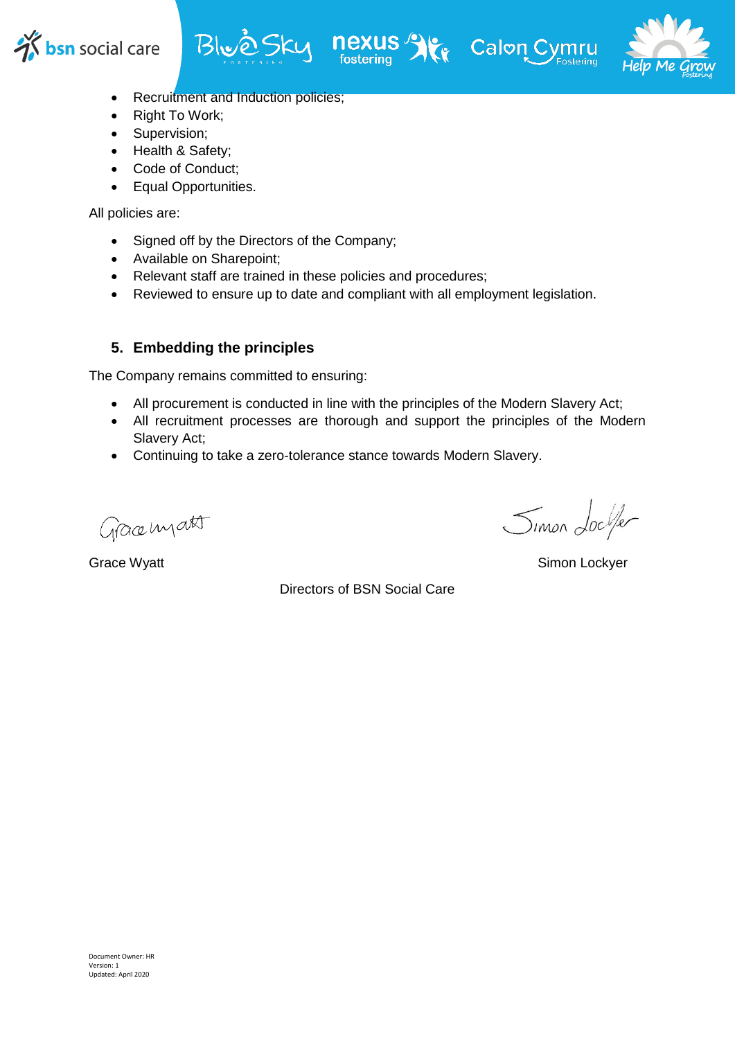- Recruitment and Induction policies;
- Right To Work;
- Supervision;
- Health & Safety;
- Code of Conduct;
- Equal Opportunities.

All policies are:

- Signed off by the Directors of the Company;
- Available on Sharepoint;
- Relevant staff are trained in these policies and procedures;
- Reviewed to ensure up to date and compliant with all employment legislation.

## 5. Embedding the principles

The Company remains committed to ensuring:

- All procurement is conducted in line with the principles of the Modern Slavery Act;
- All recruitment processes are thorough and support the principles of the Modern Slavery Act;
- Continuing to take a zero-tolerance stance towards Modern Slavery.

Grace Wyatt

Simon Lockyer

Directors of BSN Social Care

Document Owner: HR
Version: 1
Updated: April 2020